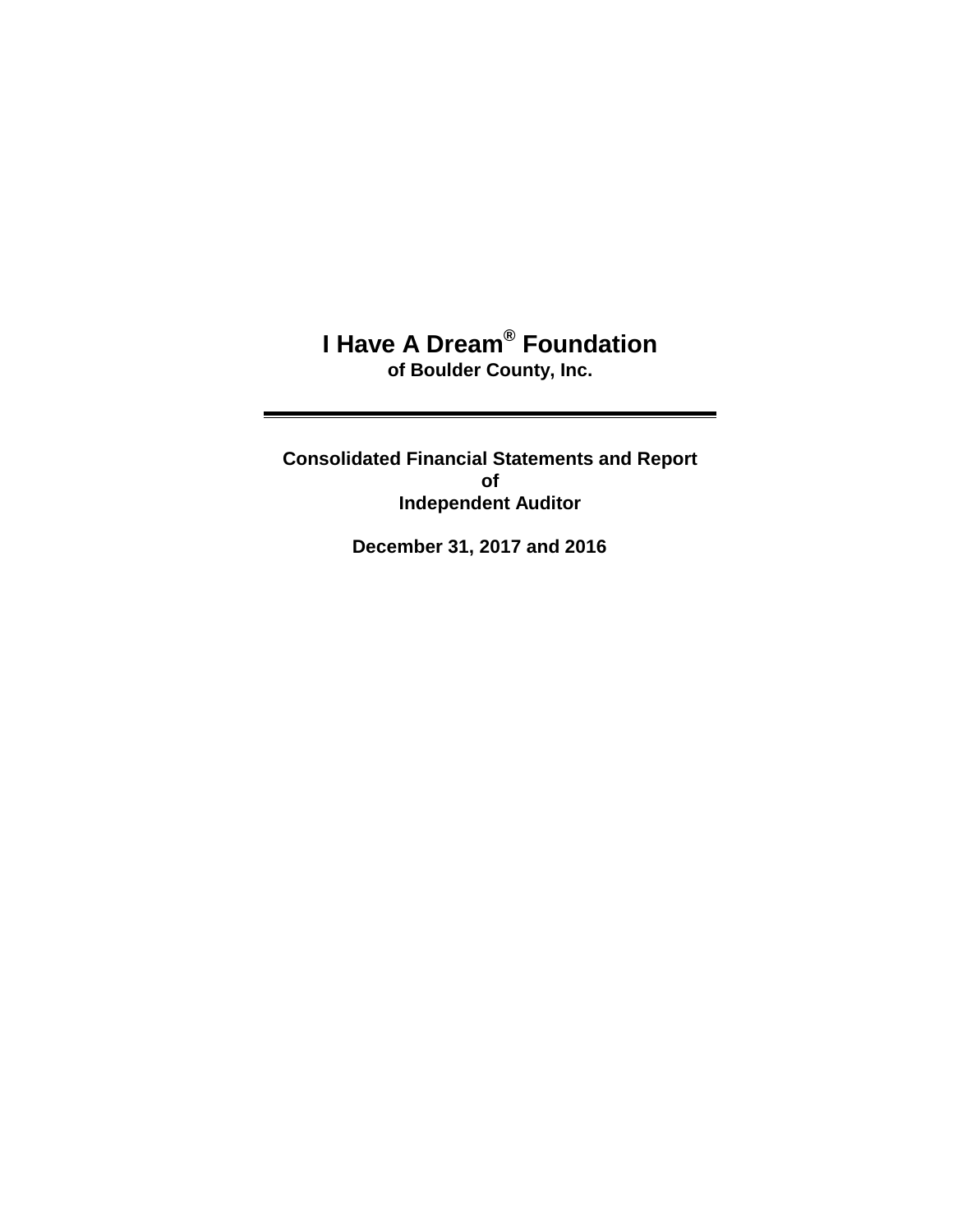# I Have A Dream® Foundation

**of Boulder County, Inc.**

---

**Consolidated Financial Statements and Report of Independent Auditor**

**December 31, 2017 and 2016**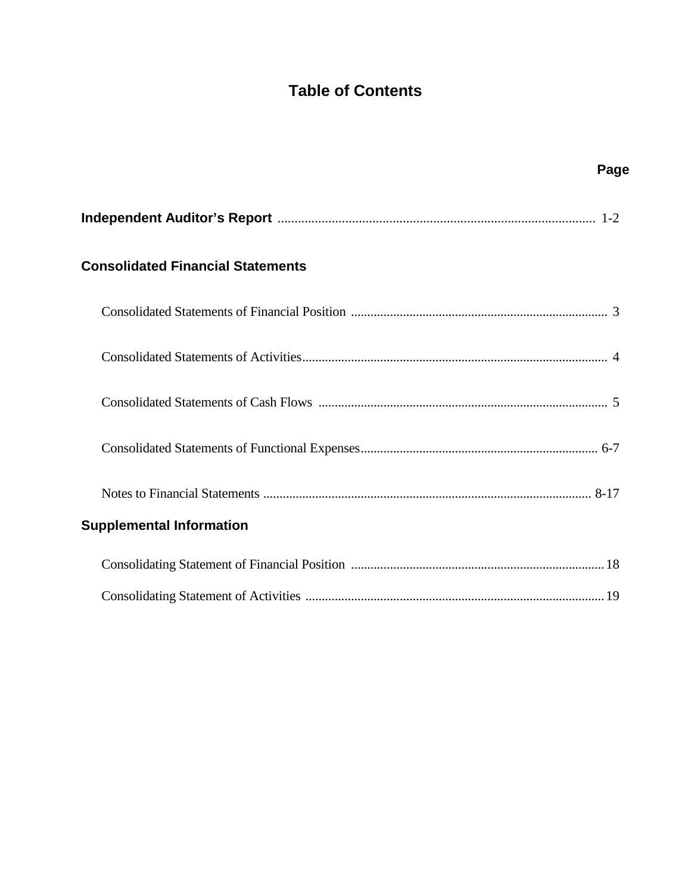# Table of Contents

| | Page |
|---|---|
| **Independent Auditor's Report** | 1-2 |
| **Consolidated Financial Statements** | |
| Consolidated Statements of Financial Position | 3 |
| Consolidated Statements of Activities | 4 |
| Consolidated Statements of Cash Flows | 5 |
| Consolidated Statements of Functional Expenses | 6-7 |
| Notes to Financial Statements | 8-17 |
| **Supplemental Information** | |
| Consolidating Statement of Financial Position | 18 |
| Consolidating Statement of Activities | 19 |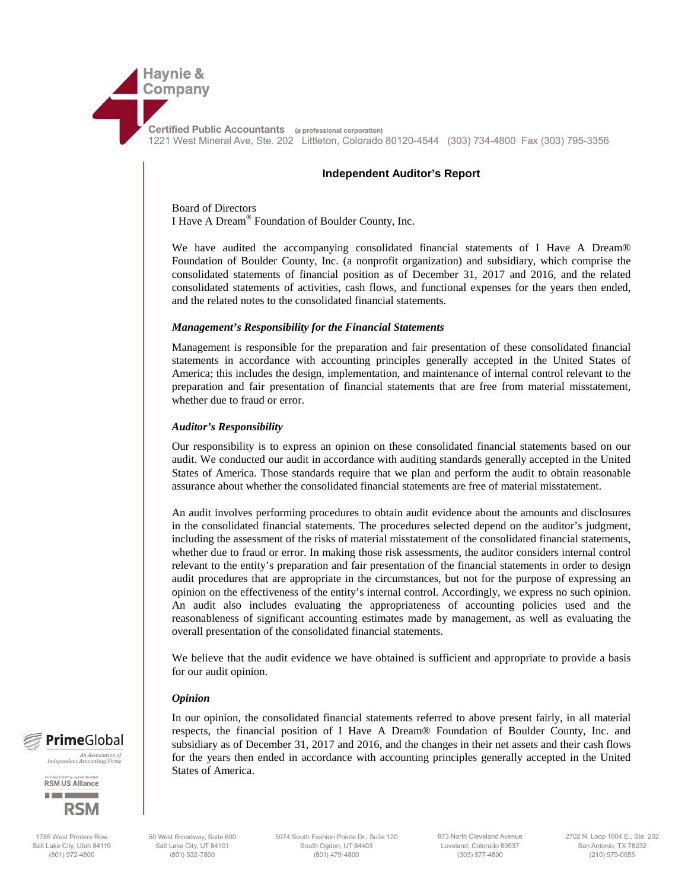Haynie & Company

Certified Public Accountants (a professional corporation)
1221 West Mineral Ave, Ste. 202 Littleton, Colorado 80120-4544 (303) 734-4800 Fax (303) 795-3356

## Independent Auditor's Report

Board of Directors
I Have A Dream® Foundation of Boulder County, Inc.

We have audited the accompanying consolidated financial statements of I Have A Dream® Foundation of Boulder County, Inc. (a nonprofit organization) and subsidiary, which comprise the consolidated statements of financial position as of December 31, 2017 and 2016, and the related consolidated statements of activities, cash flows, and functional expenses for the years then ended, and the related notes to the consolidated financial statements.

### *Management's Responsibility for the Financial Statements*

Management is responsible for the preparation and fair presentation of these consolidated financial statements in accordance with accounting principles generally accepted in the United States of America; this includes the design, implementation, and maintenance of internal control relevant to the preparation and fair presentation of financial statements that are free from material misstatement, whether due to fraud or error.

### *Auditor's Responsibility*

Our responsibility is to express an opinion on these consolidated financial statements based on our audit. We conducted our audit in accordance with auditing standards generally accepted in the United States of America. Those standards require that we plan and perform the audit to obtain reasonable assurance about whether the consolidated financial statements are free of material misstatement.

An audit involves performing procedures to obtain audit evidence about the amounts and disclosures in the consolidated financial statements. The procedures selected depend on the auditor's judgment, including the assessment of the risks of material misstatement of the consolidated financial statements, whether due to fraud or error. In making those risk assessments, the auditor considers internal control relevant to the entity's preparation and fair presentation of the financial statements in order to design audit procedures that are appropriate in the circumstances, but not for the purpose of expressing an opinion on the effectiveness of the entity's internal control. Accordingly, we express no such opinion. An audit also includes evaluating the appropriateness of accounting policies used and the reasonableness of significant accounting estimates made by management, as well as evaluating the overall presentation of the consolidated financial statements.

We believe that the audit evidence we have obtained is sufficient and appropriate to provide a basis for our audit opinion.

### *Opinion*

In our opinion, the consolidated financial statements referred to above present fairly, in all material respects, the financial position of I Have A Dream® Foundation of Boulder County, Inc. and subsidiary as of December 31, 2017 and 2016, and the changes in their net assets and their cash flows for the years then ended in accordance with accounting principles generally accepted in the United States of America.

PrimeGlobal — An Association of Independent Accounting Firms

An independently owned member RSM US Alliance

1785 West Printers Row, Salt Lake City, Utah 84119, (801) 972-4800
50 West Broadway, Suite 600, Salt Lake City, UT 84101, (801) 532-7800
5974 South Fashion Pointe Dr., Suite 120, South Ogden, UT 84403, (801) 479-4800
873 North Cleveland Avenue, Loveland, Colorado 80537, (303) 577-4800
2702 N. Loop 1604 E., Ste. 202, San Antonio, TX 78232, (210) 979-0055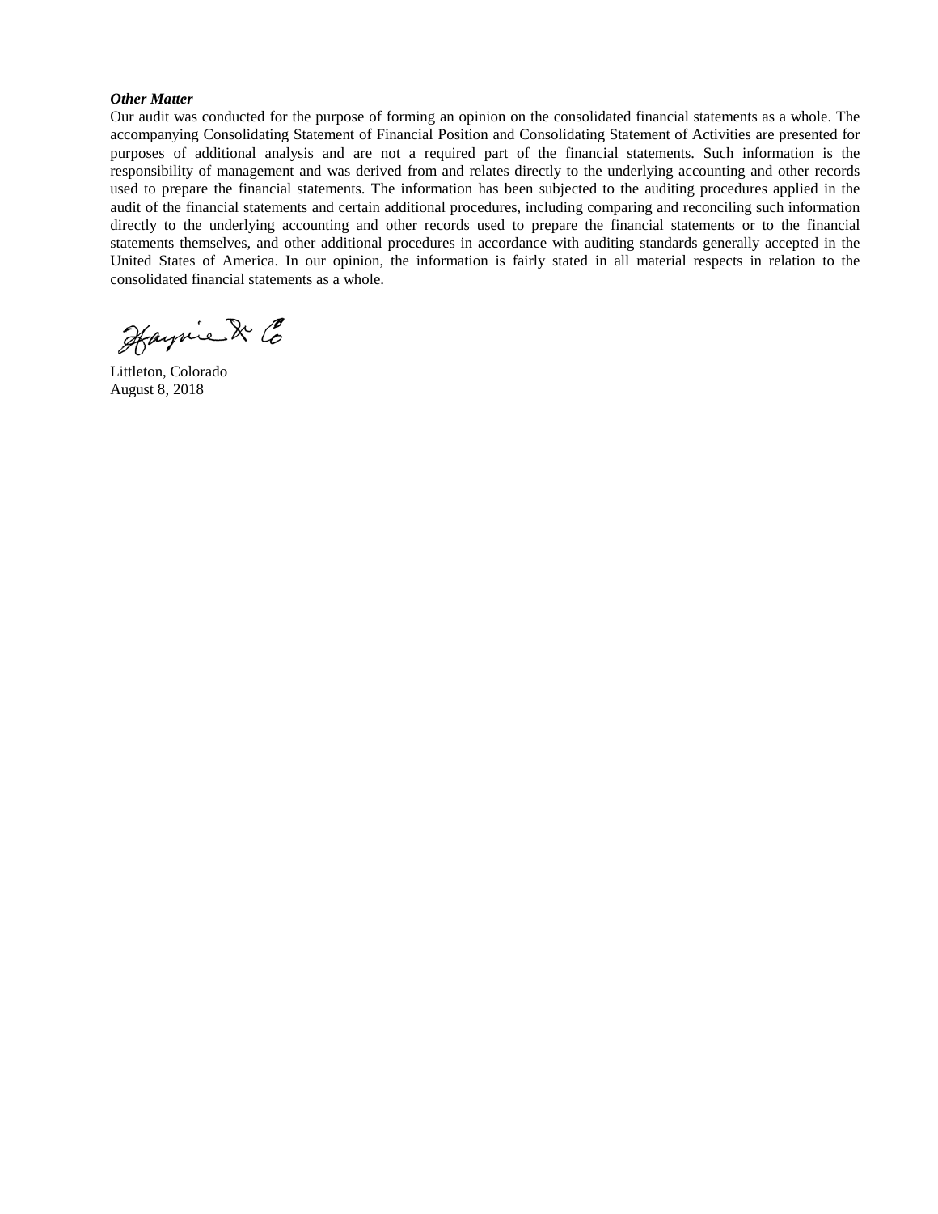***Other Matter***

Our audit was conducted for the purpose of forming an opinion on the consolidated financial statements as a whole. The accompanying Consolidating Statement of Financial Position and Consolidating Statement of Activities are presented for purposes of additional analysis and are not a required part of the financial statements. Such information is the responsibility of management and was derived from and relates directly to the underlying accounting and other records used to prepare the financial statements. The information has been subjected to the auditing procedures applied in the audit of the financial statements and certain additional procedures, including comparing and reconciling such information directly to the underlying accounting and other records used to prepare the financial statements or to the financial statements themselves, and other additional procedures in accordance with auditing standards generally accepted in the United States of America. In our opinion, the information is fairly stated in all material respects in relation to the consolidated financial statements as a whole.

Haynie & Co

Littleton, Colorado
August 8, 2018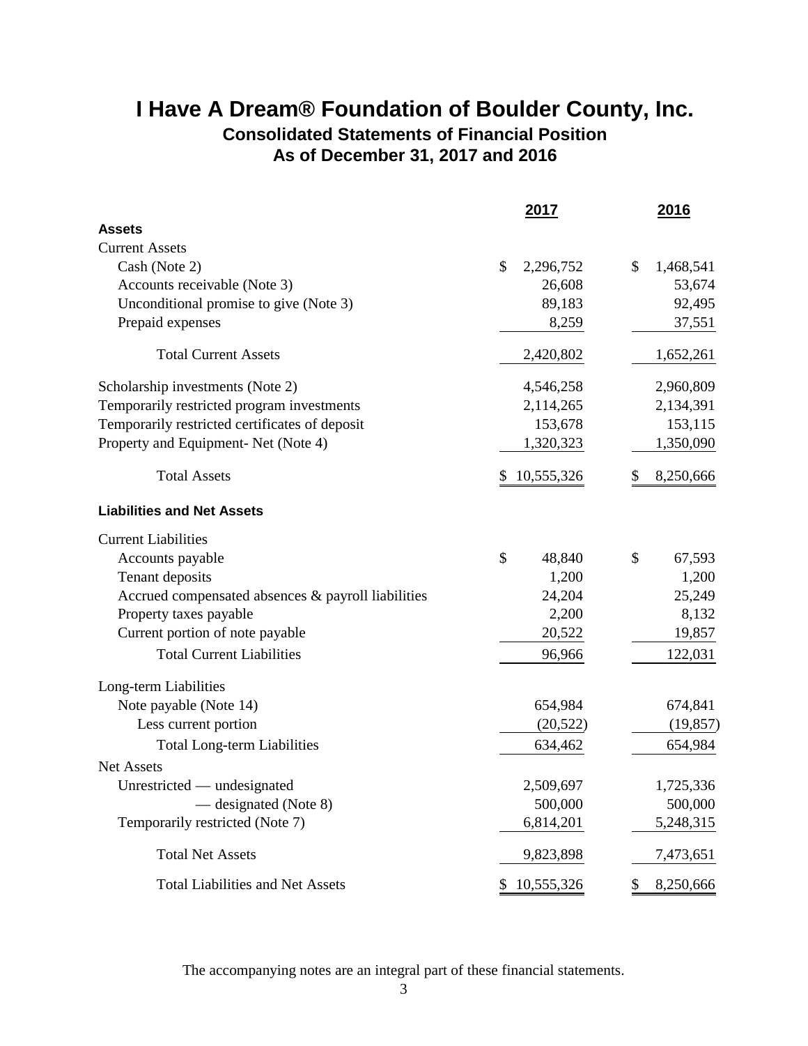# I Have A Dream® Foundation of Boulder County, Inc.

## Consolidated Statements of Financial Position

## As of December 31, 2017 and 2016

| | 2017 | 2016 |
|---|---|---|
| **Assets** | | |
| Current Assets | | |
| Cash (Note 2) | $ 2,296,752 | $ 1,468,541 |
| Accounts receivable (Note 3) | 26,608 | 53,674 |
| Unconditional promise to give (Note 3) | 89,183 | 92,495 |
| Prepaid expenses | 8,259 | 37,551 |
| Total Current Assets | 2,420,802 | 1,652,261 |
| Scholarship investments (Note 2) | 4,546,258 | 2,960,809 |
| Temporarily restricted program investments | 2,114,265 | 2,134,391 |
| Temporarily restricted certificates of deposit | 153,678 | 153,115 |
| Property and Equipment- Net (Note 4) | 1,320,323 | 1,350,090 |
| Total Assets | $ 10,555,326 | $ 8,250,666 |
| **Liabilities and Net Assets** | | |
| Current Liabilities | | |
| Accounts payable | $ 48,840 | $ 67,593 |
| Tenant deposits | 1,200 | 1,200 |
| Accrued compensated absences & payroll liabilities | 24,204 | 25,249 |
| Property taxes payable | 2,200 | 8,132 |
| Current portion of note payable | 20,522 | 19,857 |
| Total Current Liabilities | 96,966 | 122,031 |
| Long-term Liabilities | | |
| Note payable (Note 14) | 654,984 | 674,841 |
| Less current portion | (20,522) | (19,857) |
| Total Long-term Liabilities | 634,462 | 654,984 |
| Net Assets | | |
| Unrestricted — undesignated | 2,509,697 | 1,725,336 |
| — designated (Note 8) | 500,000 | 500,000 |
| Temporarily restricted (Note 7) | 6,814,201 | 5,248,315 |
| Total Net Assets | 9,823,898 | 7,473,651 |
| Total Liabilities and Net Assets | $ 10,555,326 | $ 8,250,666 |

The accompanying notes are an integral part of these financial statements.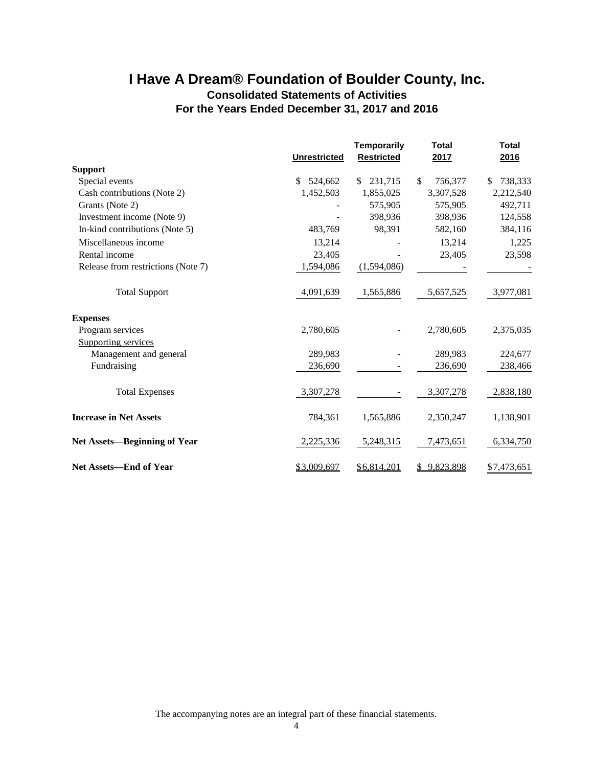# I Have A Dream® Foundation of Boulder County, Inc.

## Consolidated Statements of Activities

### For the Years Ended December 31, 2017 and 2016

| | Unrestricted | Temporarily Restricted | Total 2017 | Total 2016 |
|---|---|---|---|---|
| **Support** | | | | |
| Special events | $ 524,662 | $ 231,715 | $ 756,377 | $ 738,333 |
| Cash contributions (Note 2) | 1,452,503 | 1,855,025 | 3,307,528 | 2,212,540 |
| Grants (Note 2) | - | 575,905 | 575,905 | 492,711 |
| Investment income (Note 9) | - | 398,936 | 398,936 | 124,558 |
| In-kind contributions (Note 5) | 483,769 | 98,391 | 582,160 | 384,116 |
| Miscellaneous income | 13,214 | - | 13,214 | 1,225 |
| Rental income | 23,405 | - | 23,405 | 23,598 |
| Release from restrictions (Note 7) | 1,594,086 | (1,594,086) | - | - |
| Total Support | 4,091,639 | 1,565,886 | 5,657,525 | 3,977,081 |
| **Expenses** | | | | |
| Program services | 2,780,605 | - | 2,780,605 | 2,375,035 |
| Supporting services | | | | |
| Management and general | 289,983 | - | 289,983 | 224,677 |
| Fundraising | 236,690 | - | 236,690 | 238,466 |
| Total Expenses | 3,307,278 | - | 3,307,278 | 2,838,180 |
| **Increase in Net Assets** | 784,361 | 1,565,886 | 2,350,247 | 1,138,901 |
| **Net Assets—Beginning of Year** | 2,225,336 | 5,248,315 | 7,473,651 | 6,334,750 |
| **Net Assets—End of Year** | $3,009,697 | $6,814,201 | $ 9,823,898 | $7,473,651 |

The accompanying notes are an integral part of these financial statements.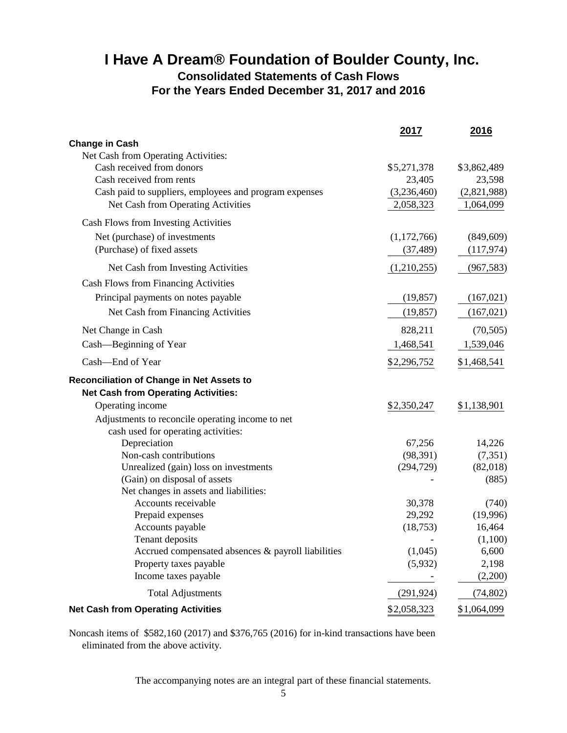# I Have A Dream® Foundation of Boulder County, Inc.

## Consolidated Statements of Cash Flows

## For the Years Ended December 31, 2017 and 2016

| | 2017 | 2016 |
|---|---|---|
| **Change in Cash** | | |
| Net Cash from Operating Activities: | | |
| Cash received from donors | $5,271,378 | $3,862,489 |
| Cash received from rents | 23,405 | 23,598 |
| Cash paid to suppliers, employees and program expenses | (3,236,460) | (2,821,988) |
| Net Cash from Operating Activities | 2,058,323 | 1,064,099 |
| Cash Flows from Investing Activities | | |
| Net (purchase) of investments | (1,172,766) | (849,609) |
| (Purchase) of fixed assets | (37,489) | (117,974) |
| Net Cash from Investing Activities | (1,210,255) | (967,583) |
| Cash Flows from Financing Activities | | |
| Principal payments on notes payable | (19,857) | (167,021) |
| Net Cash from Financing Activities | (19,857) | (167,021) |
| Net Change in Cash | 828,211 | (70,505) |
| Cash—Beginning of Year | 1,468,541 | 1,539,046 |
| Cash—End of Year | $2,296,752 | $1,468,541 |
| **Reconciliation of Change in Net Assets to Net Cash from Operating Activities:** | | |
| Operating income | $2,350,247 | $1,138,901 |
| Adjustments to reconcile operating income to net cash used for operating activities: | | |
| Depreciation | 67,256 | 14,226 |
| Non-cash contributions | (98,391) | (7,351) |
| Unrealized (gain) loss on investments | (294,729) | (82,018) |
| (Gain) on disposal of assets | - | (885) |
| Net changes in assets and liabilities: | | |
| Accounts receivable | 30,378 | (740) |
| Prepaid expenses | 29,292 | (19,996) |
| Accounts payable | (18,753) | 16,464 |
| Tenant deposits | - | (1,100) |
| Accrued compensated absences & payroll liabilities | (1,045) | 6,600 |
| Property taxes payable | (5,932) | 2,198 |
| Income taxes payable | - | (2,200) |
| Total Adjustments | (291,924) | (74,802) |
| **Net Cash from Operating Activities** | $2,058,323 | $1,064,099 |

Noncash items of $582,160 (2017) and $376,765 (2016) for in-kind transactions have been eliminated from the above activity.

The accompanying notes are an integral part of these financial statements.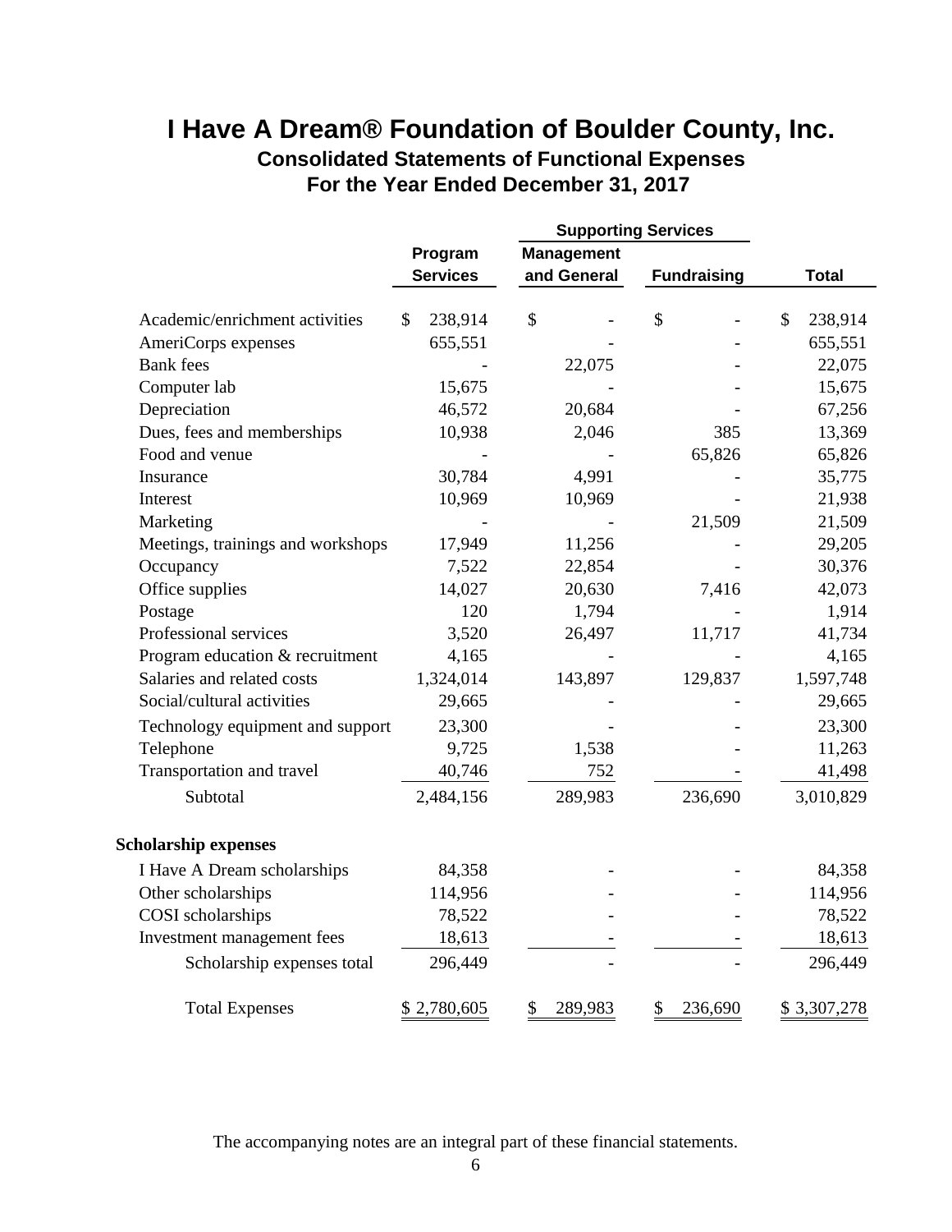# I Have A Dream® Foundation of Boulder County, Inc.

## Consolidated Statements of Functional Expenses

## For the Year Ended December 31, 2017

| | Program Services | Supporting Services | | Total |
|---|---|---|---|---|
| | | Management and General | Fundraising | |
| Academic/enrichment activities | $ 238,914 | $ - | $ - | $ 238,914 |
| AmeriCorps expenses | 655,551 | - | - | 655,551 |
| Bank fees | - | 22,075 | - | 22,075 |
| Computer lab | 15,675 | - | - | 15,675 |
| Depreciation | 46,572 | 20,684 | - | 67,256 |
| Dues, fees and memberships | 10,938 | 2,046 | 385 | 13,369 |
| Food and venue | - | - | 65,826 | 65,826 |
| Insurance | 30,784 | 4,991 | - | 35,775 |
| Interest | 10,969 | 10,969 | - | 21,938 |
| Marketing | - | - | 21,509 | 21,509 |
| Meetings, trainings and workshops | 17,949 | 11,256 | - | 29,205 |
| Occupancy | 7,522 | 22,854 | - | 30,376 |
| Office supplies | 14,027 | 20,630 | 7,416 | 42,073 |
| Postage | 120 | 1,794 | - | 1,914 |
| Professional services | 3,520 | 26,497 | 11,717 | 41,734 |
| Program education & recruitment | 4,165 | - | - | 4,165 |
| Salaries and related costs | 1,324,014 | 143,897 | 129,837 | 1,597,748 |
| Social/cultural activities | 29,665 | - | - | 29,665 |
| Technology equipment and support | 23,300 | - | - | 23,300 |
| Telephone | 9,725 | 1,538 | - | 11,263 |
| Transportation and travel | 40,746 | 752 | - | 41,498 |
| Subtotal | 2,484,156 | 289,983 | 236,690 | 3,010,829 |
| **Scholarship expenses** | | | | |
| I Have A Dream scholarships | 84,358 | - | - | 84,358 |
| Other scholarships | 114,956 | - | - | 114,956 |
| COSI scholarships | 78,522 | - | - | 78,522 |
| Investment management fees | 18,613 | - | - | 18,613 |
| Scholarship expenses total | 296,449 | - | - | 296,449 |
| Total Expenses | $ 2,780,605 | $ 289,983 | $ 236,690 | $ 3,307,278 |

The accompanying notes are an integral part of these financial statements.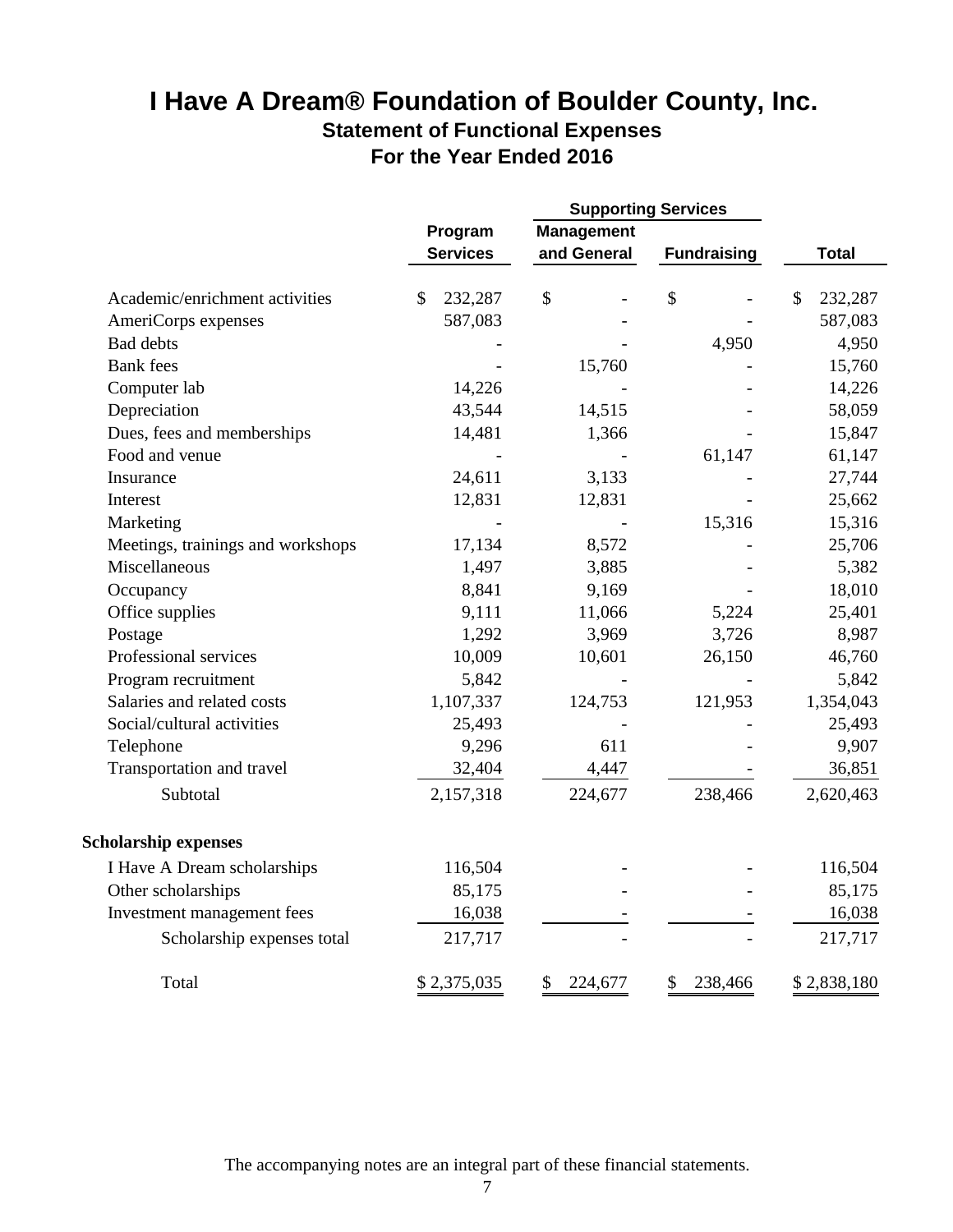# I Have A Dream® Foundation of Boulder County, Inc.

## Statement of Functional Expenses

## For the Year Ended 2016

| | Program Services | Supporting Services | | Total |
|---|---|---|---|---|
| | | Management and General | Fundraising | |
| Academic/enrichment activities | $ 232,287 | $ - | $ - | $ 232,287 |
| AmeriCorps expenses | 587,083 | - | - | 587,083 |
| Bad debts | - | - | 4,950 | 4,950 |
| Bank fees | - | 15,760 | - | 15,760 |
| Computer lab | 14,226 | - | - | 14,226 |
| Depreciation | 43,544 | 14,515 | - | 58,059 |
| Dues, fees and memberships | 14,481 | 1,366 | - | 15,847 |
| Food and venue | - | - | 61,147 | 61,147 |
| Insurance | 24,611 | 3,133 | - | 27,744 |
| Interest | 12,831 | 12,831 | - | 25,662 |
| Marketing | - | - | 15,316 | 15,316 |
| Meetings, trainings and workshops | 17,134 | 8,572 | - | 25,706 |
| Miscellaneous | 1,497 | 3,885 | - | 5,382 |
| Occupancy | 8,841 | 9,169 | - | 18,010 |
| Office supplies | 9,111 | 11,066 | 5,224 | 25,401 |
| Postage | 1,292 | 3,969 | 3,726 | 8,987 |
| Professional services | 10,009 | 10,601 | 26,150 | 46,760 |
| Program recruitment | 5,842 | - | - | 5,842 |
| Salaries and related costs | 1,107,337 | 124,753 | 121,953 | 1,354,043 |
| Social/cultural activities | 25,493 | - | - | 25,493 |
| Telephone | 9,296 | 611 | - | 9,907 |
| Transportation and travel | 32,404 | 4,447 | - | 36,851 |
| Subtotal | 2,157,318 | 224,677 | 238,466 | 2,620,463 |
| **Scholarship expenses** | | | | |
| I Have A Dream scholarships | 116,504 | - | - | 116,504 |
| Other scholarships | 85,175 | - | - | 85,175 |
| Investment management fees | 16,038 | - | - | 16,038 |
| Scholarship expenses total | 217,717 | - | - | 217,717 |
| Total | $ 2,375,035 | $ 224,677 | $ 238,466 | $ 2,838,180 |

The accompanying notes are an integral part of these financial statements.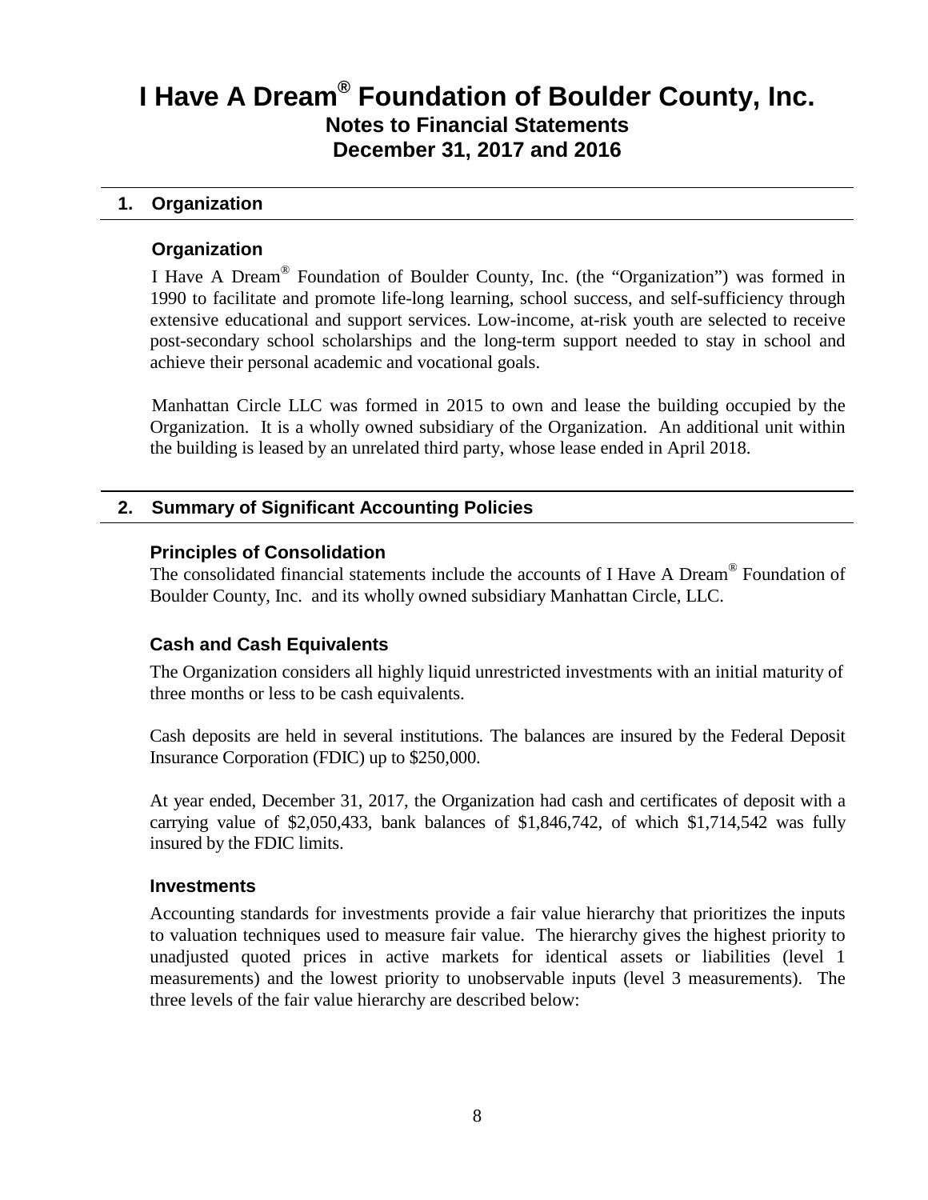# I Have A Dream® Foundation of Boulder County, Inc.

## Notes to Financial Statements

## December 31, 2017 and 2016

### 1. Organization

#### Organization

I Have A Dream® Foundation of Boulder County, Inc. (the "Organization") was formed in 1990 to facilitate and promote life-long learning, school success, and self-sufficiency through extensive educational and support services. Low-income, at-risk youth are selected to receive post-secondary school scholarships and the long-term support needed to stay in school and achieve their personal academic and vocational goals.

Manhattan Circle LLC was formed in 2015 to own and lease the building occupied by the Organization. It is a wholly owned subsidiary of the Organization. An additional unit within the building is leased by an unrelated third party, whose lease ended in April 2018.

### 2. Summary of Significant Accounting Policies

#### Principles of Consolidation

The consolidated financial statements include the accounts of I Have A Dream® Foundation of Boulder County, Inc. and its wholly owned subsidiary Manhattan Circle, LLC.

#### Cash and Cash Equivalents

The Organization considers all highly liquid unrestricted investments with an initial maturity of three months or less to be cash equivalents.

Cash deposits are held in several institutions. The balances are insured by the Federal Deposit Insurance Corporation (FDIC) up to $250,000.

At year ended, December 31, 2017, the Organization had cash and certificates of deposit with a carrying value of $2,050,433, bank balances of $1,846,742, of which $1,714,542 was fully insured by the FDIC limits.

#### Investments

Accounting standards for investments provide a fair value hierarchy that prioritizes the inputs to valuation techniques used to measure fair value. The hierarchy gives the highest priority to unadjusted quoted prices in active markets for identical assets or liabilities (level 1 measurements) and the lowest priority to unobservable inputs (level 3 measurements). The three levels of the fair value hierarchy are described below: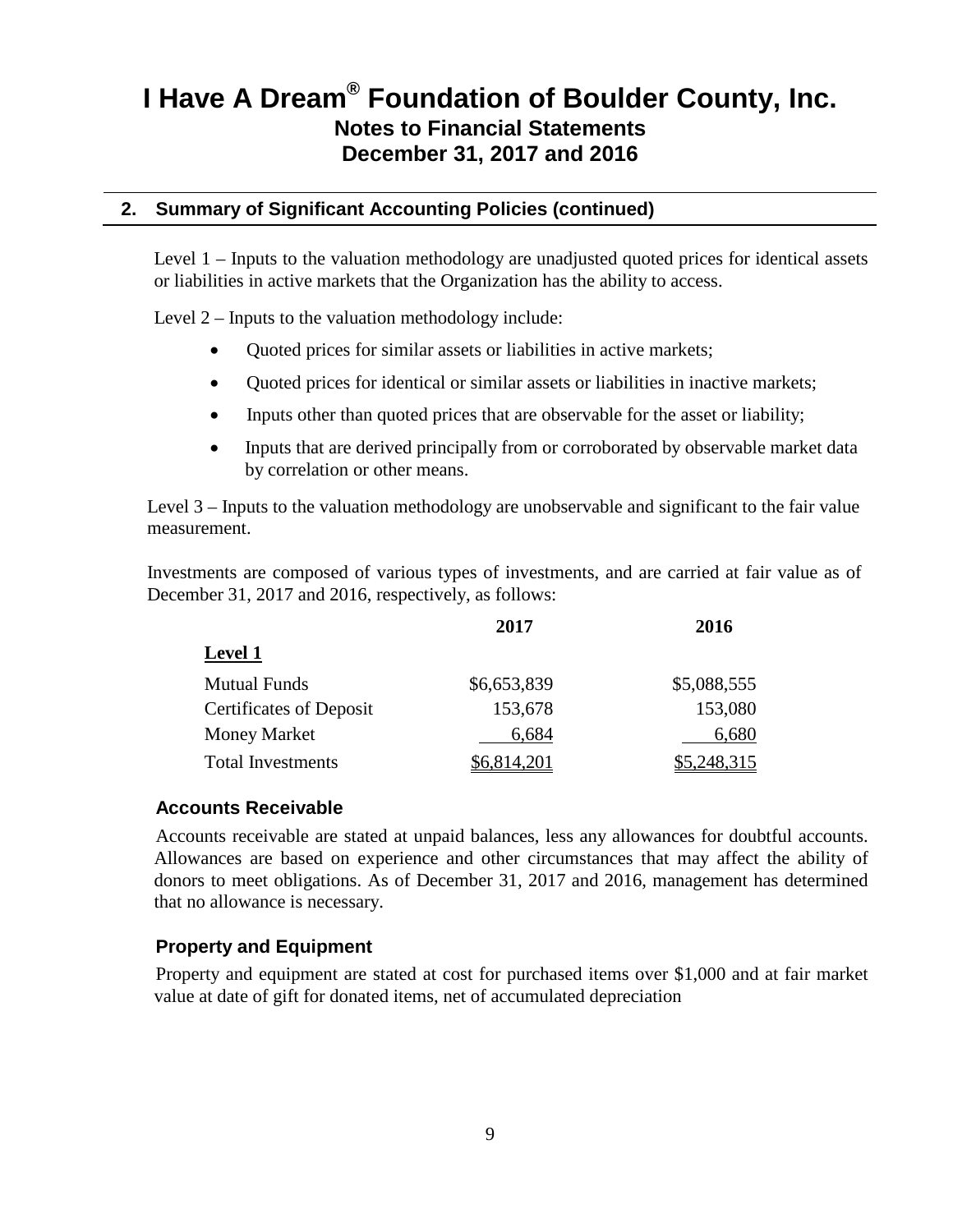# I Have A Dream® Foundation of Boulder County, Inc.
## Notes to Financial Statements
## December 31, 2017 and 2016

### 2. Summary of Significant Accounting Policies (continued)

Level 1 – Inputs to the valuation methodology are unadjusted quoted prices for identical assets or liabilities in active markets that the Organization has the ability to access.

Level 2 – Inputs to the valuation methodology include:

- Quoted prices for similar assets or liabilities in active markets;
- Quoted prices for identical or similar assets or liabilities in inactive markets;
- Inputs other than quoted prices that are observable for the asset or liability;
- Inputs that are derived principally from or corroborated by observable market data by correlation or other means.

Level 3 – Inputs to the valuation methodology are unobservable and significant to the fair value measurement.

Investments are composed of various types of investments, and are carried at fair value as of December 31, 2017 and 2016, respectively, as follows:

| | 2017 | 2016 |
|---|---|---|
| **Level 1** | | |
| Mutual Funds | $6,653,839 | $5,088,555 |
| Certificates of Deposit | 153,678 | 153,080 |
| Money Market | 6,684 | 6,680 |
| Total Investments | $6,814,201 | $5,248,315 |

### Accounts Receivable

Accounts receivable are stated at unpaid balances, less any allowances for doubtful accounts. Allowances are based on experience and other circumstances that may affect the ability of donors to meet obligations. As of December 31, 2017 and 2016, management has determined that no allowance is necessary.

### Property and Equipment

Property and equipment are stated at cost for purchased items over $1,000 and at fair market value at date of gift for donated items, net of accumulated depreciation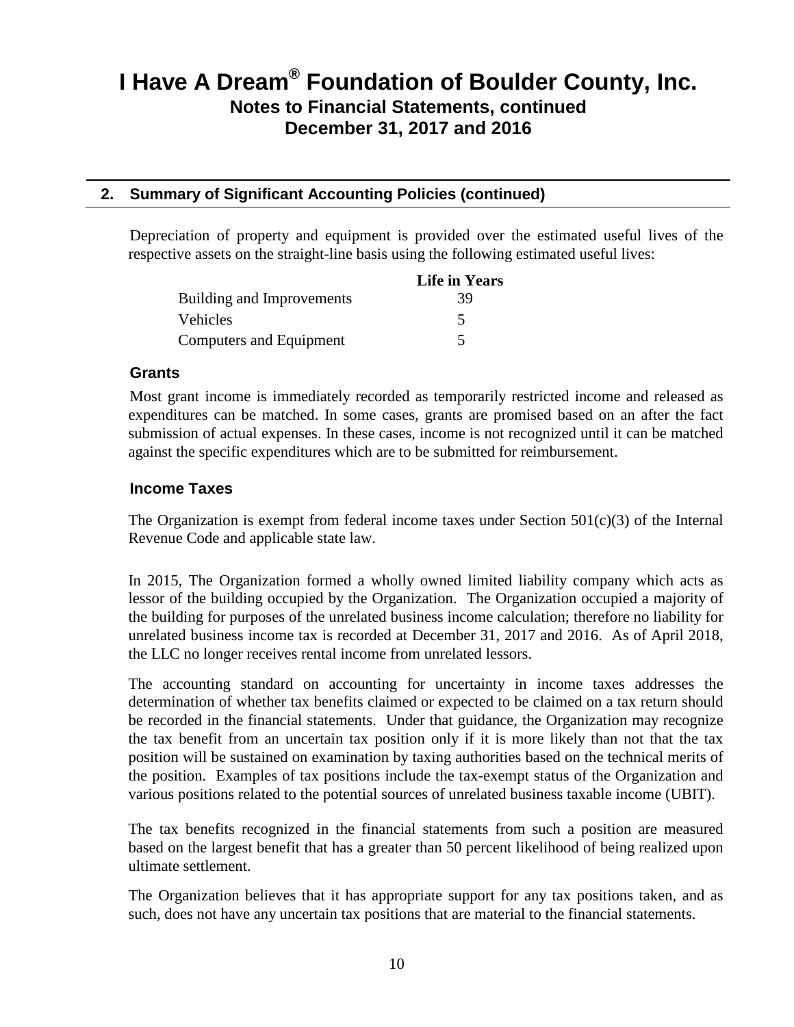# I Have A Dream® Foundation of Boulder County, Inc.
## Notes to Financial Statements, continued
## December 31, 2017 and 2016

### 2. Summary of Significant Accounting Policies (continued)

Depreciation of property and equipment is provided over the estimated useful lives of the respective assets on the straight-line basis using the following estimated useful lives:

| | Life in Years |
|---|---|
| Building and Improvements | 39 |
| Vehicles | 5 |
| Computers and Equipment | 5 |

#### Grants

Most grant income is immediately recorded as temporarily restricted income and released as expenditures can be matched. In some cases, grants are promised based on an after the fact submission of actual expenses. In these cases, income is not recognized until it can be matched against the specific expenditures which are to be submitted for reimbursement.

#### Income Taxes

The Organization is exempt from federal income taxes under Section 501(c)(3) of the Internal Revenue Code and applicable state law.

In 2015, The Organization formed a wholly owned limited liability company which acts as lessor of the building occupied by the Organization. The Organization occupied a majority of the building for purposes of the unrelated business income calculation; therefore no liability for unrelated business income tax is recorded at December 31, 2017 and 2016. As of April 2018, the LLC no longer receives rental income from unrelated lessors.

The accounting standard on accounting for uncertainty in income taxes addresses the determination of whether tax benefits claimed or expected to be claimed on a tax return should be recorded in the financial statements. Under that guidance, the Organization may recognize the tax benefit from an uncertain tax position only if it is more likely than not that the tax position will be sustained on examination by taxing authorities based on the technical merits of the position. Examples of tax positions include the tax-exempt status of the Organization and various positions related to the potential sources of unrelated business taxable income (UBIT).

The tax benefits recognized in the financial statements from such a position are measured based on the largest benefit that has a greater than 50 percent likelihood of being realized upon ultimate settlement.

The Organization believes that it has appropriate support for any tax positions taken, and as such, does not have any uncertain tax positions that are material to the financial statements.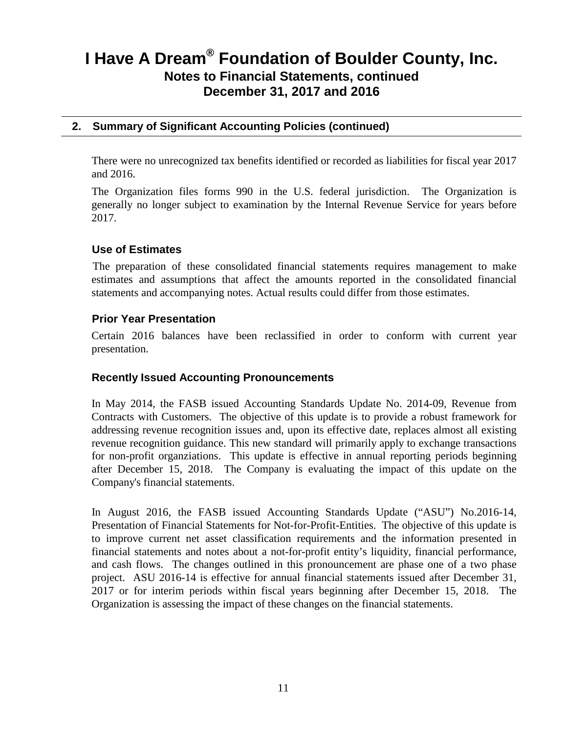# I Have A Dream® Foundation of Boulder County, Inc.

## Notes to Financial Statements, continued

## December 31, 2017 and 2016

### 2. Summary of Significant Accounting Policies (continued)

There were no unrecognized tax benefits identified or recorded as liabilities for fiscal year 2017 and 2016.

The Organization files forms 990 in the U.S. federal jurisdiction. The Organization is generally no longer subject to examination by the Internal Revenue Service for years before 2017.

#### Use of Estimates

The preparation of these consolidated financial statements requires management to make estimates and assumptions that affect the amounts reported in the consolidated financial statements and accompanying notes. Actual results could differ from those estimates.

#### Prior Year Presentation

Certain 2016 balances have been reclassified in order to conform with current year presentation.

#### Recently Issued Accounting Pronouncements

In May 2014, the FASB issued Accounting Standards Update No. 2014-09, Revenue from Contracts with Customers. The objective of this update is to provide a robust framework for addressing revenue recognition issues and, upon its effective date, replaces almost all existing revenue recognition guidance. This new standard will primarily apply to exchange transactions for non-profit organziations. This update is effective in annual reporting periods beginning after December 15, 2018. The Company is evaluating the impact of this update on the Company's financial statements.

In August 2016, the FASB issued Accounting Standards Update ("ASU") No.2016-14, Presentation of Financial Statements for Not-for-Profit-Entities. The objective of this update is to improve current net asset classification requirements and the information presented in financial statements and notes about a not-for-profit entity's liquidity, financial performance, and cash flows. The changes outlined in this pronouncement are phase one of a two phase project. ASU 2016-14 is effective for annual financial statements issued after December 31, 2017 or for interim periods within fiscal years beginning after December 15, 2018. The Organization is assessing the impact of these changes on the financial statements.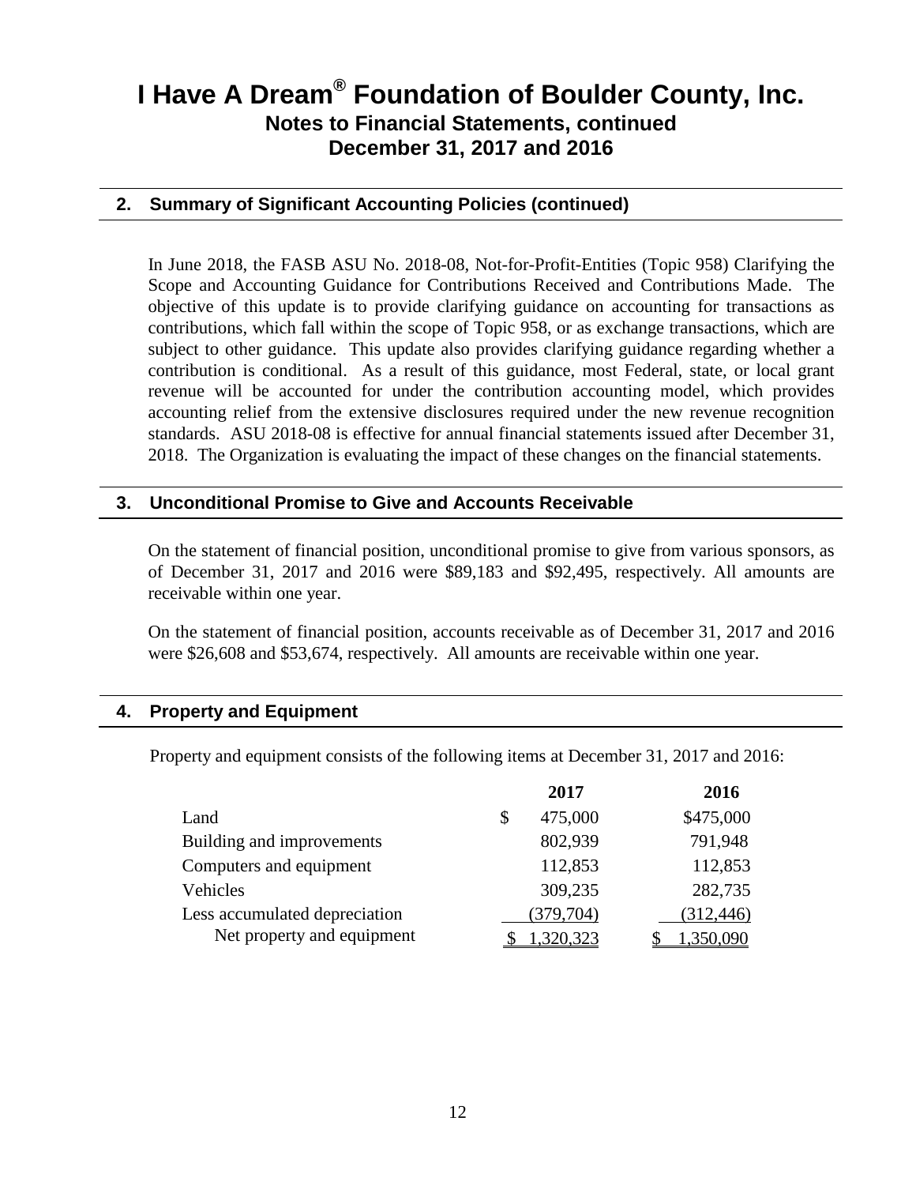# I Have A Dream® Foundation of Boulder County, Inc.

## Notes to Financial Statements, continued

## December 31, 2017 and 2016

### 2. Summary of Significant Accounting Policies (continued)

In June 2018, the FASB ASU No. 2018-08, Not-for-Profit-Entities (Topic 958) Clarifying the Scope and Accounting Guidance for Contributions Received and Contributions Made. The objective of this update is to provide clarifying guidance on accounting for transactions as contributions, which fall within the scope of Topic 958, or as exchange transactions, which are subject to other guidance. This update also provides clarifying guidance regarding whether a contribution is conditional. As a result of this guidance, most Federal, state, or local grant revenue will be accounted for under the contribution accounting model, which provides accounting relief from the extensive disclosures required under the new revenue recognition standards. ASU 2018-08 is effective for annual financial statements issued after December 31, 2018. The Organization is evaluating the impact of these changes on the financial statements.

### 3. Unconditional Promise to Give and Accounts Receivable

On the statement of financial position, unconditional promise to give from various sponsors, as of December 31, 2017 and 2016 were $89,183 and $92,495, respectively. All amounts are receivable within one year.

On the statement of financial position, accounts receivable as of December 31, 2017 and 2016 were $26,608 and $53,674, respectively. All amounts are receivable within one year.

### 4. Property and Equipment

Property and equipment consists of the following items at December 31, 2017 and 2016:

| | 2017 | 2016 |
|---|---|---|
| Land | $ 475,000 | $475,000 |
| Building and improvements | 802,939 | 791,948 |
| Computers and equipment | 112,853 | 112,853 |
| Vehicles | 309,235 | 282,735 |
| Less accumulated depreciation | (379,704) | (312,446) |
| Net property and equipment | $ 1,320,323 | $ 1,350,090 |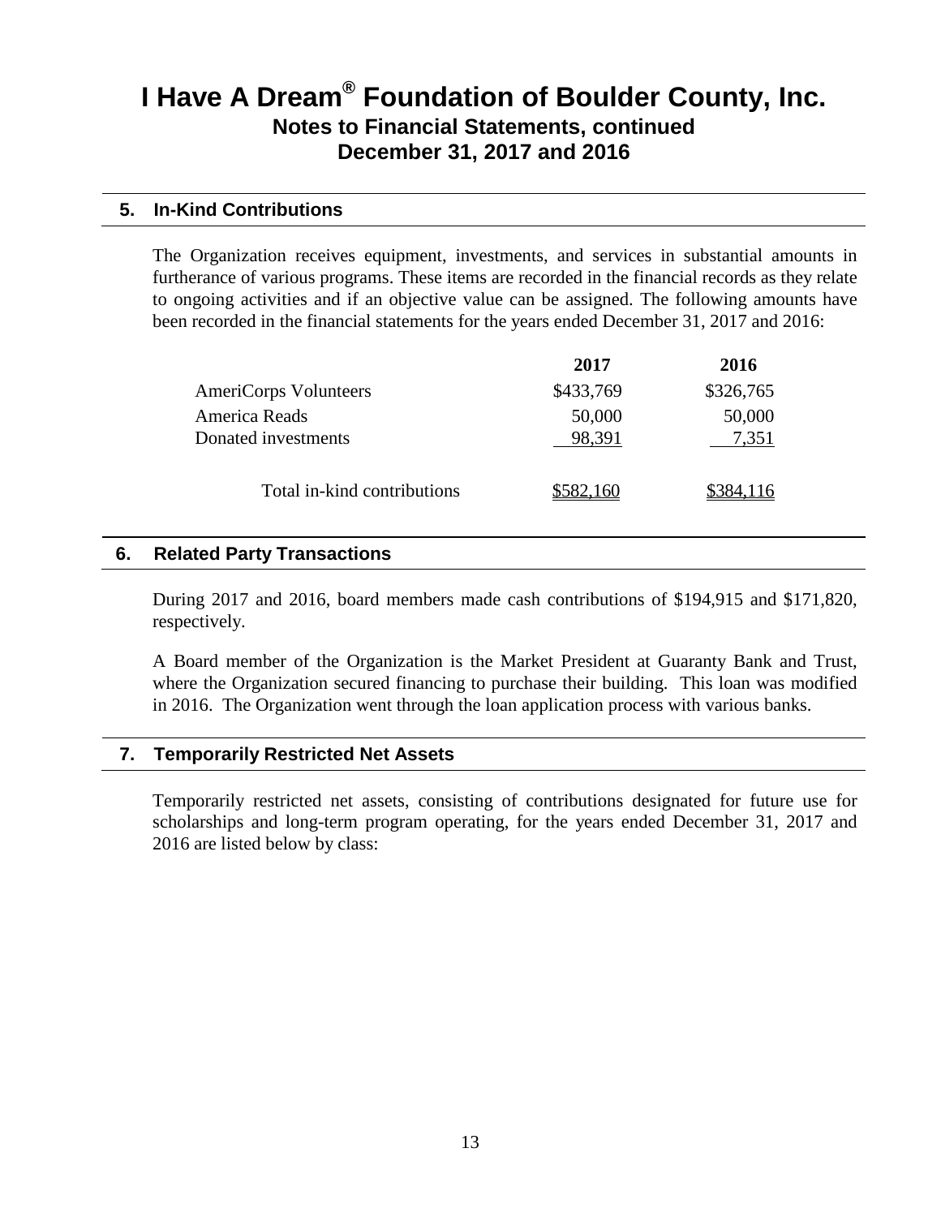# I Have A Dream® Foundation of Boulder County, Inc.
## Notes to Financial Statements, continued
## December 31, 2017 and 2016

### 5. In-Kind Contributions

The Organization receives equipment, investments, and services in substantial amounts in furtherance of various programs. These items are recorded in the financial records as they relate to ongoing activities and if an objective value can be assigned. The following amounts have been recorded in the financial statements for the years ended December 31, 2017 and 2016:

| | 2017 | 2016 |
|---|---|---|
| AmeriCorps Volunteers | $433,769 | $326,765 |
| America Reads | 50,000 | 50,000 |
| Donated investments | 98,391 | 7,351 |
| Total in-kind contributions | $582,160 | $384,116 |

### 6. Related Party Transactions

During 2017 and 2016, board members made cash contributions of $194,915 and $171,820, respectively.

A Board member of the Organization is the Market President at Guaranty Bank and Trust, where the Organization secured financing to purchase their building. This loan was modified in 2016. The Organization went through the loan application process with various banks.

### 7. Temporarily Restricted Net Assets

Temporarily restricted net assets, consisting of contributions designated for future use for scholarships and long-term program operating, for the years ended December 31, 2017 and 2016 are listed below by class: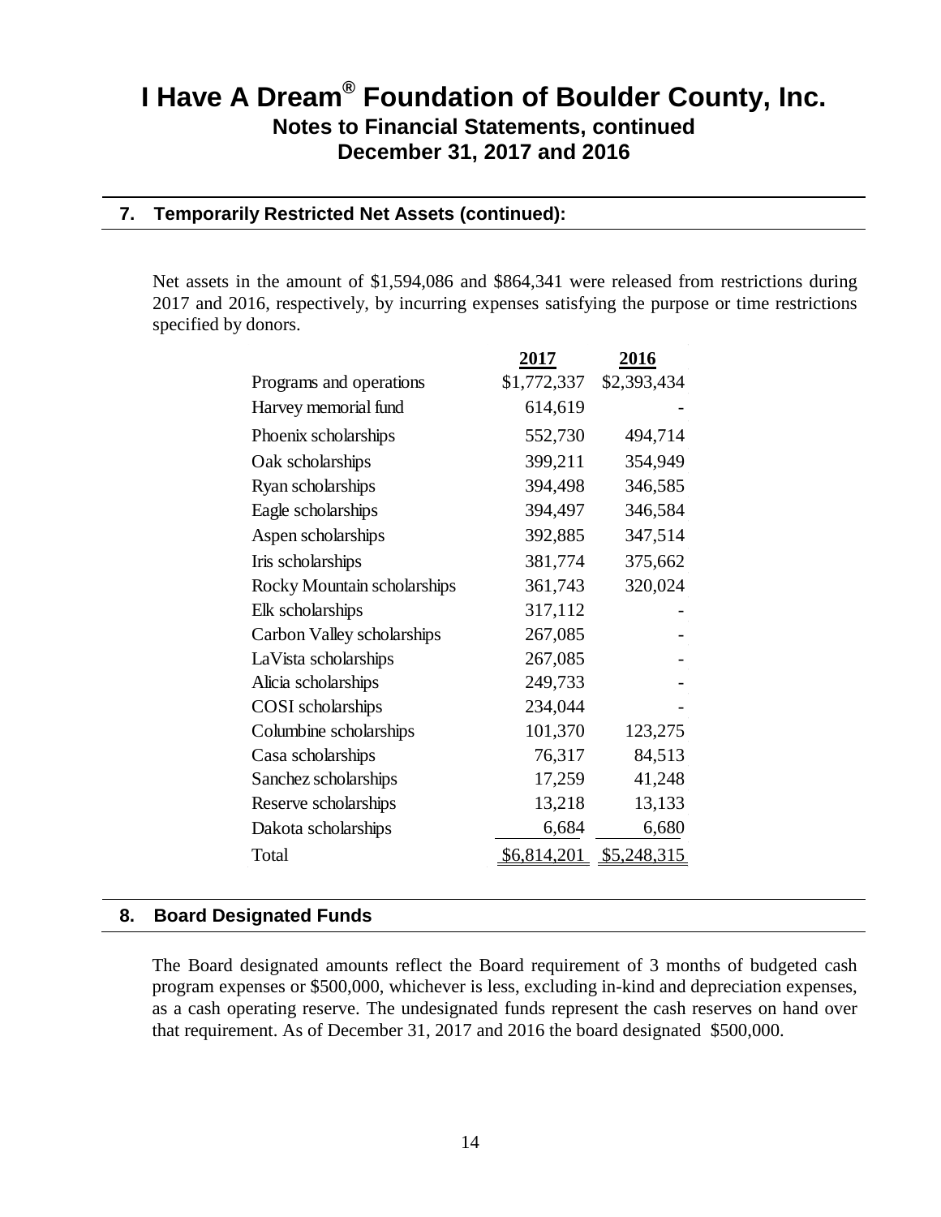# I Have A Dream® Foundation of Boulder County, Inc.

## Notes to Financial Statements, continued

## December 31, 2017 and 2016

### 7. Temporarily Restricted Net Assets (continued):

Net assets in the amount of $1,594,086 and $864,341 were released from restrictions during 2017 and 2016, respectively, by incurring expenses satisfying the purpose or time restrictions specified by donors.

| | 2017 | 2016 |
|---|---|---|
| Programs and operations | $1,772,337 | $2,393,434 |
| Harvey memorial fund | 614,619 | - |
| Phoenix scholarships | 552,730 | 494,714 |
| Oak scholarships | 399,211 | 354,949 |
| Ryan scholarships | 394,498 | 346,585 |
| Eagle scholarships | 394,497 | 346,584 |
| Aspen scholarships | 392,885 | 347,514 |
| Iris scholarships | 381,774 | 375,662 |
| Rocky Mountain scholarships | 361,743 | 320,024 |
| Elk scholarships | 317,112 | - |
| Carbon Valley scholarships | 267,085 | - |
| LaVista scholarships | 267,085 | - |
| Alicia scholarships | 249,733 | - |
| COSI scholarships | 234,044 | - |
| Columbine scholarships | 101,370 | 123,275 |
| Casa scholarships | 76,317 | 84,513 |
| Sanchez scholarships | 17,259 | 41,248 |
| Reserve scholarships | 13,218 | 13,133 |
| Dakota scholarships | 6,684 | 6,680 |
| Total | $6,814,201 | $5,248,315 |

### 8. Board Designated Funds

The Board designated amounts reflect the Board requirement of 3 months of budgeted cash program expenses or $500,000, whichever is less, excluding in-kind and depreciation expenses, as a cash operating reserve. The undesignated funds represent the cash reserves on hand over that requirement. As of December 31, 2017 and 2016 the board designated $500,000.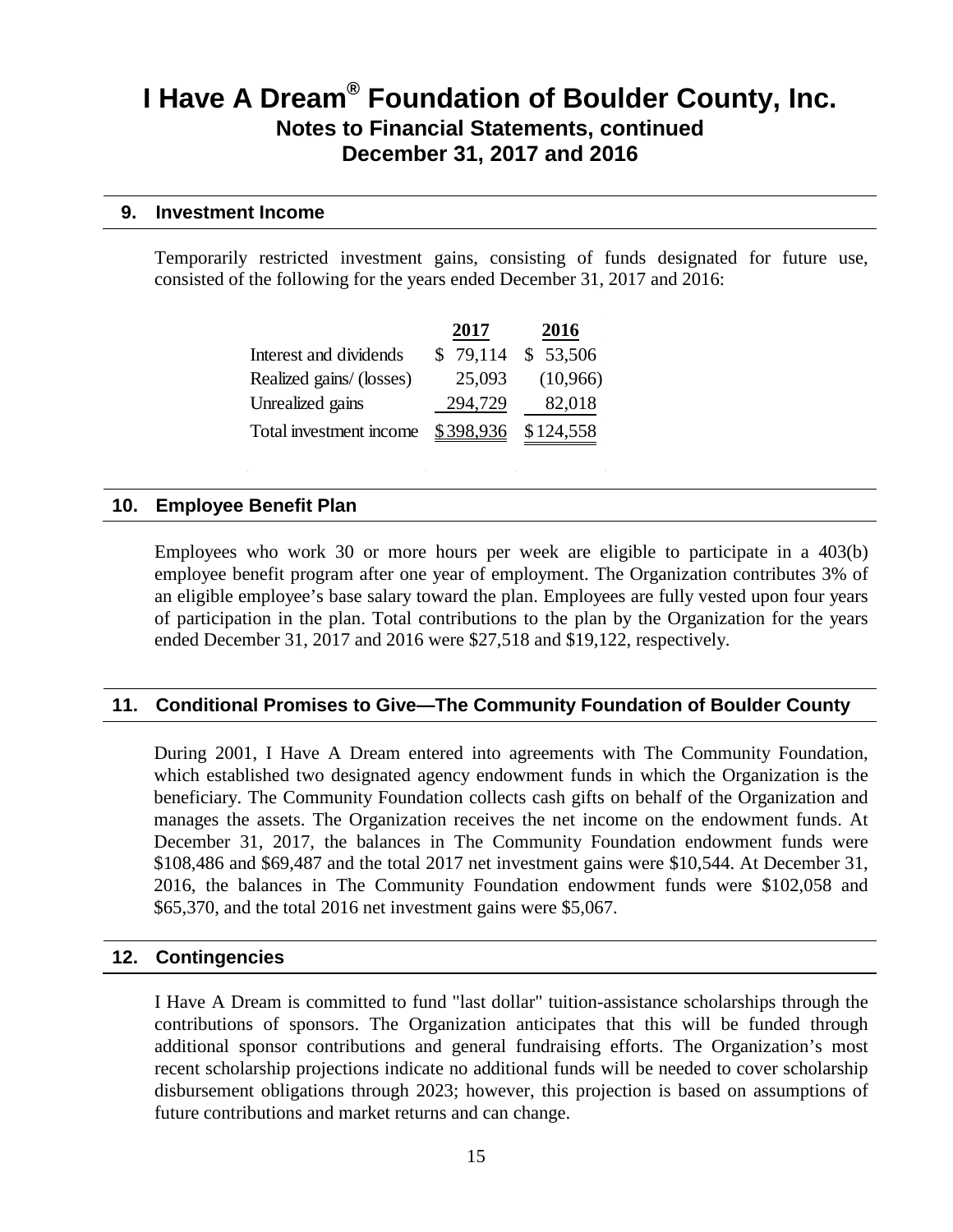# I Have A Dream® Foundation of Boulder County, Inc.

## Notes to Financial Statements, continued

## December 31, 2017 and 2016

### 9. Investment Income

Temporarily restricted investment gains, consisting of funds designated for future use, consisted of the following for the years ended December 31, 2017 and 2016:

| | 2017 | 2016 |
|---|---|---|
| Interest and dividends | $ 79,114 | $ 53,506 |
| Realized gains/ (losses) | 25,093 | (10,966) |
| Unrealized gains | 294,729 | 82,018 |
| Total investment income | $ 398,936 | $ 124,558 |

### 10. Employee Benefit Plan

Employees who work 30 or more hours per week are eligible to participate in a 403(b) employee benefit program after one year of employment. The Organization contributes 3% of an eligible employee's base salary toward the plan. Employees are fully vested upon four years of participation in the plan. Total contributions to the plan by the Organization for the years ended December 31, 2017 and 2016 were $27,518 and $19,122, respectively.

### 11. Conditional Promises to Give—The Community Foundation of Boulder County

During 2001, I Have A Dream entered into agreements with The Community Foundation, which established two designated agency endowment funds in which the Organization is the beneficiary. The Community Foundation collects cash gifts on behalf of the Organization and manages the assets. The Organization receives the net income on the endowment funds. At December 31, 2017, the balances in The Community Foundation endowment funds were $108,486 and $69,487 and the total 2017 net investment gains were $10,544. At December 31, 2016, the balances in The Community Foundation endowment funds were $102,058 and $65,370, and the total 2016 net investment gains were $5,067.

### 12. Contingencies

I Have A Dream is committed to fund "last dollar" tuition-assistance scholarships through the contributions of sponsors. The Organization anticipates that this will be funded through additional sponsor contributions and general fundraising efforts. The Organization's most recent scholarship projections indicate no additional funds will be needed to cover scholarship disbursement obligations through 2023; however, this projection is based on assumptions of future contributions and market returns and can change.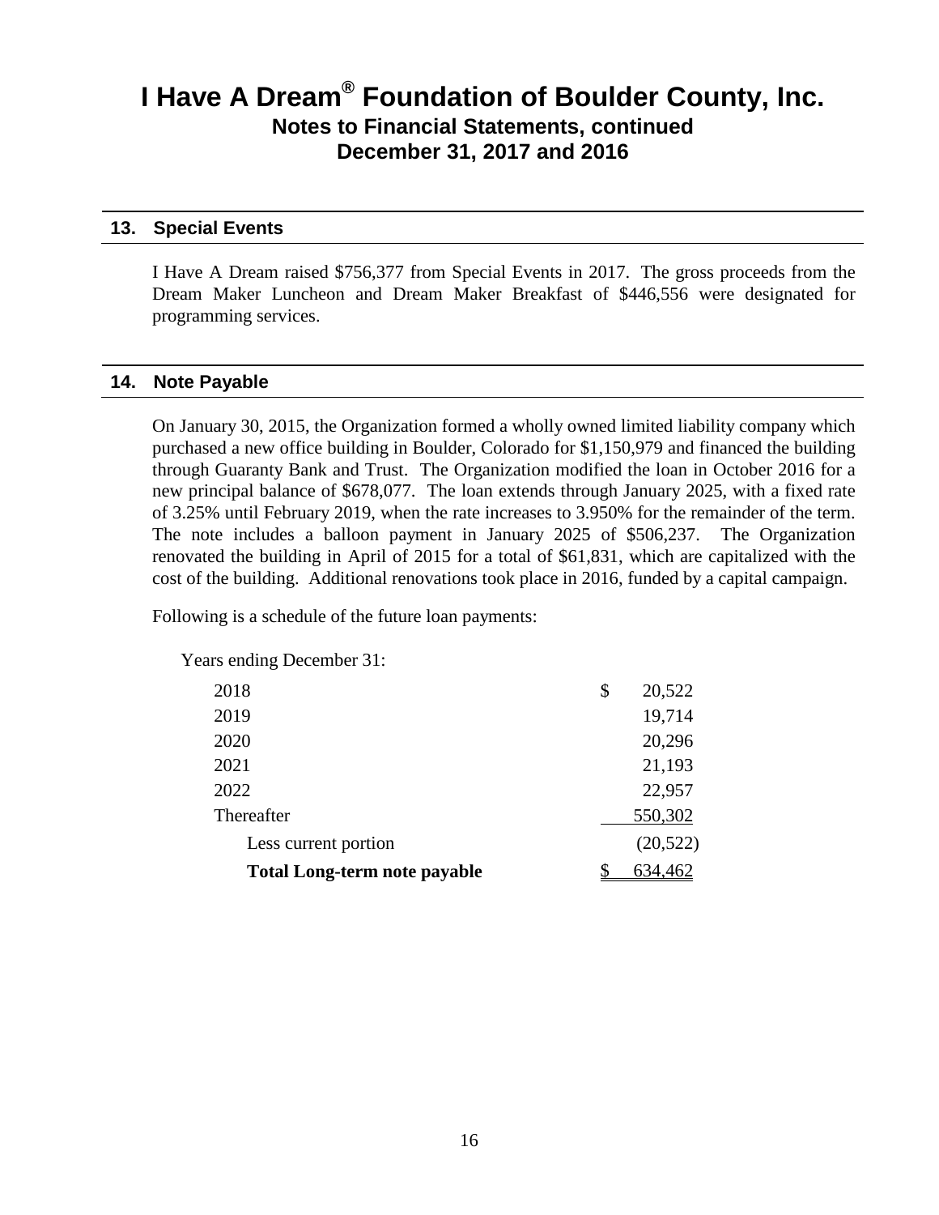# I Have A Dream® Foundation of Boulder County, Inc.

## Notes to Financial Statements, continued

## December 31, 2017 and 2016

### 13. Special Events

I Have A Dream raised $756,377 from Special Events in 2017. The gross proceeds from the Dream Maker Luncheon and Dream Maker Breakfast of $446,556 were designated for programming services.

### 14. Note Payable

On January 30, 2015, the Organization formed a wholly owned limited liability company which purchased a new office building in Boulder, Colorado for $1,150,979 and financed the building through Guaranty Bank and Trust. The Organization modified the loan in October 2016 for a new principal balance of $678,077. The loan extends through January 2025, with a fixed rate of 3.25% until February 2019, when the rate increases to 3.950% for the remainder of the term. The note includes a balloon payment in January 2025 of $506,237. The Organization renovated the building in April of 2015 for a total of $61,831, which are capitalized with the cost of the building. Additional renovations took place in 2016, funded by a capital campaign.

Following is a schedule of the future loan payments:

| Years ending December 31: | |
|---|---|
| 2018 | $ 20,522 |
| 2019 | 19,714 |
| 2020 | 20,296 |
| 2021 | 21,193 |
| 2022 | 22,957 |
| Thereafter | 550,302 |
| Less current portion | (20,522) |
| **Total Long-term note payable** | $ 634,462 |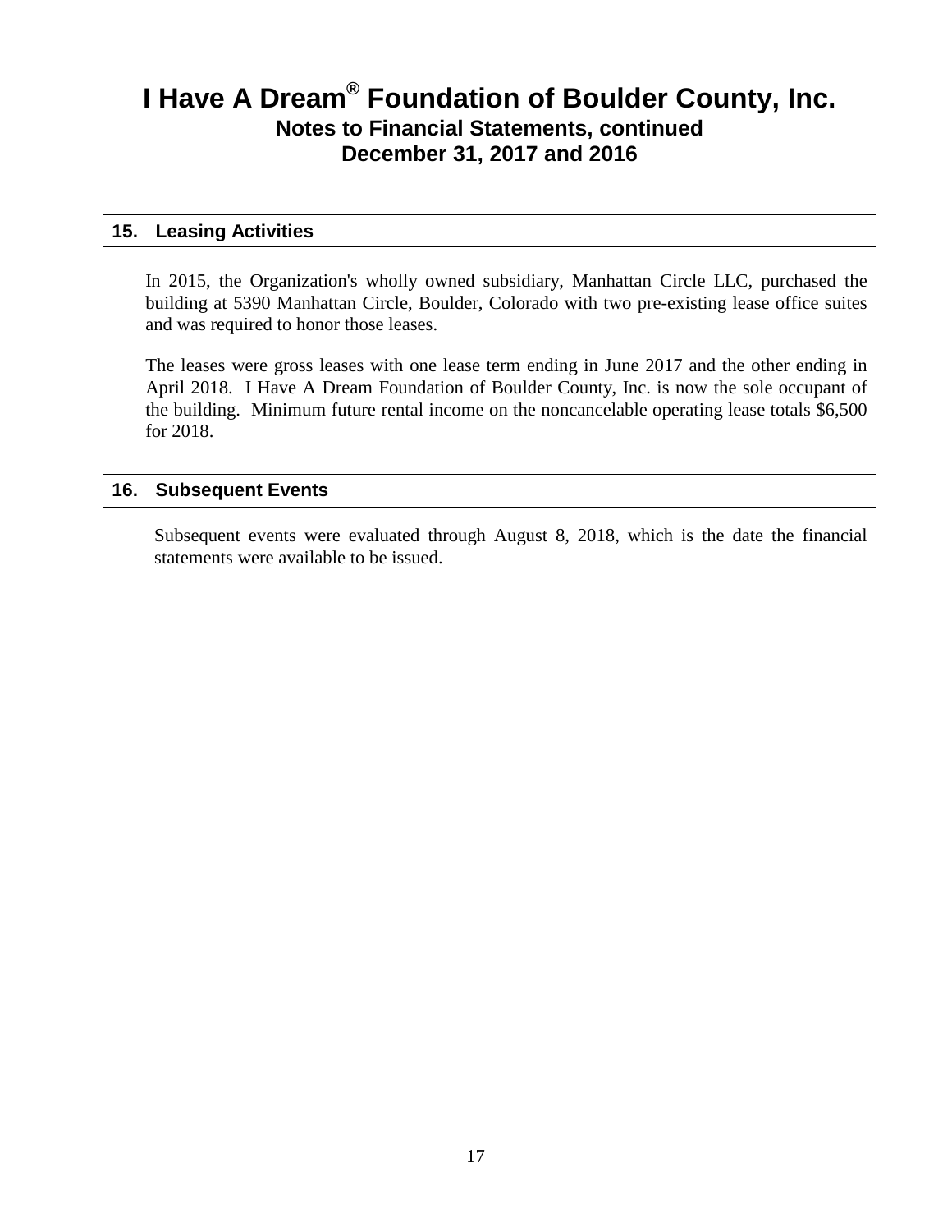# I Have A Dream® Foundation of Boulder County, Inc.
## Notes to Financial Statements, continued
## December 31, 2017 and 2016

### 15. Leasing Activities

In 2015, the Organization's wholly owned subsidiary, Manhattan Circle LLC, purchased the building at 5390 Manhattan Circle, Boulder, Colorado with two pre-existing lease office suites and was required to honor those leases.

The leases were gross leases with one lease term ending in June 2017 and the other ending in April 2018. I Have A Dream Foundation of Boulder County, Inc. is now the sole occupant of the building. Minimum future rental income on the noncancelable operating lease totals $6,500 for 2018.

### 16. Subsequent Events

Subsequent events were evaluated through August 8, 2018, which is the date the financial statements were available to be issued.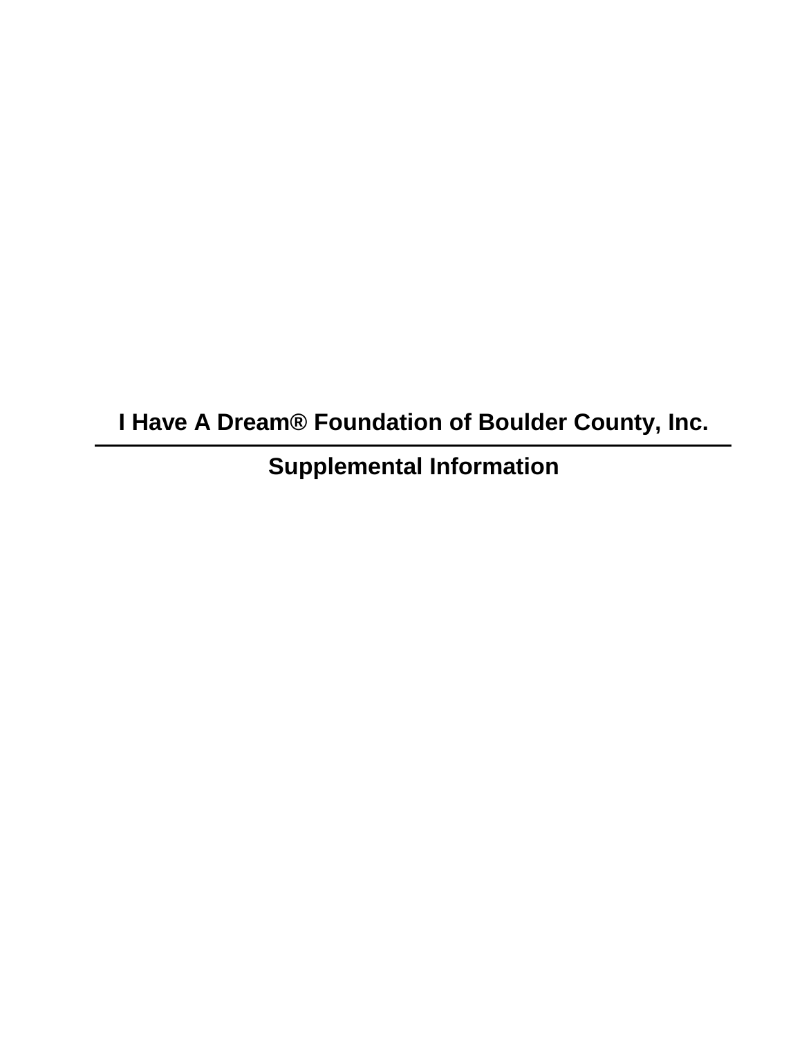# I Have A Dream® Foundation of Boulder County, Inc.

---

## Supplemental Information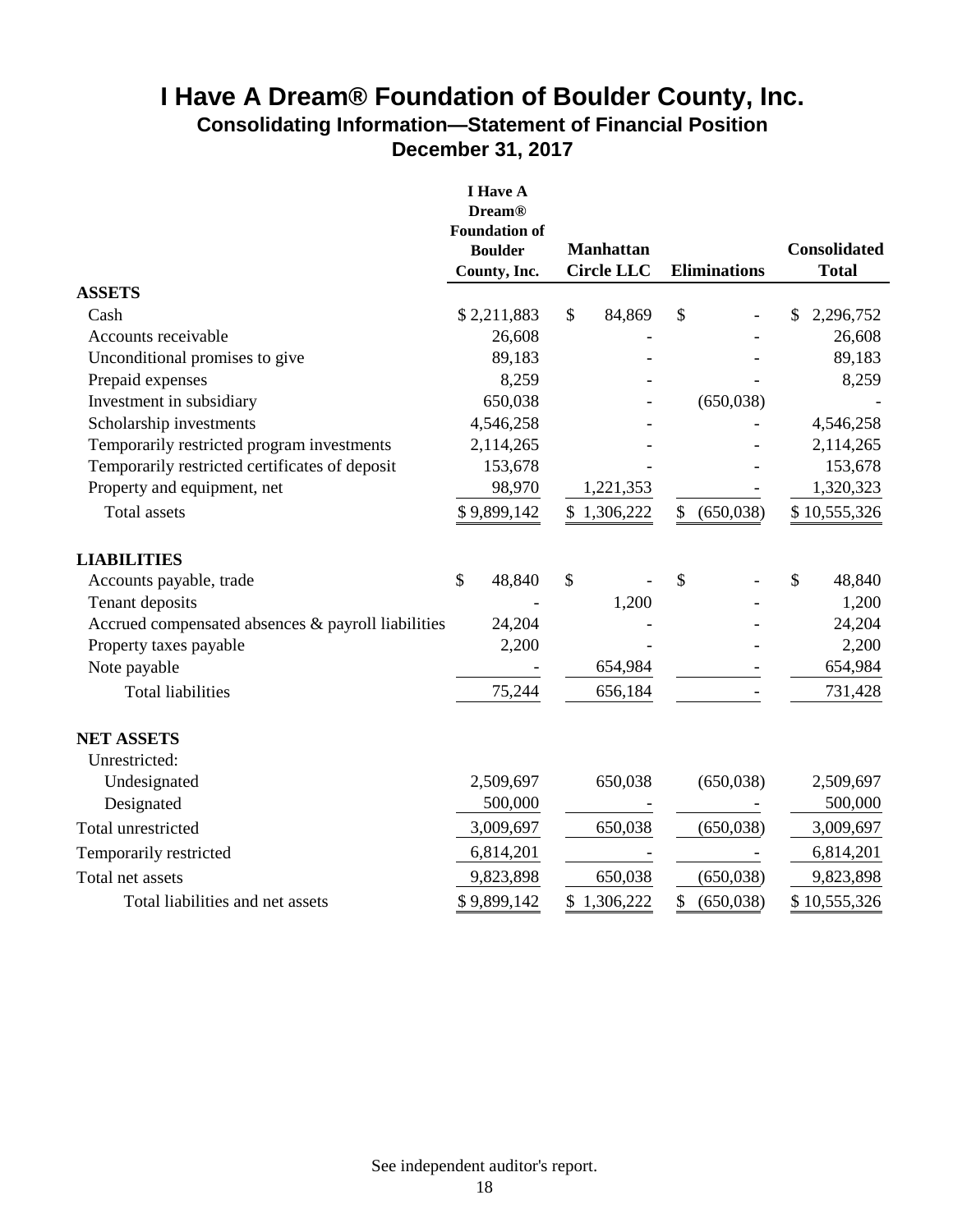# I Have A Dream® Foundation of Boulder County, Inc.

## Consolidating Information—Statement of Financial Position

## December 31, 2017

| | I Have A Dream® Foundation of Boulder County, Inc. | Manhattan Circle LLC | Eliminations | Consolidated Total |
|---|---|---|---|---|
| **ASSETS** | | | | |
| Cash | $ 2,211,883 | $ 84,869 | $ - | $ 2,296,752 |
| Accounts receivable | 26,608 | - | - | 26,608 |
| Unconditional promises to give | 89,183 | - | - | 89,183 |
| Prepaid expenses | 8,259 | - | - | 8,259 |
| Investment in subsidiary | 650,038 | - | (650,038) | - |
| Scholarship investments | 4,546,258 | - | - | 4,546,258 |
| Temporarily restricted program investments | 2,114,265 | - | - | 2,114,265 |
| Temporarily restricted certificates of deposit | 153,678 | - | - | 153,678 |
| Property and equipment, net | 98,970 | 1,221,353 | - | 1,320,323 |
| Total assets | $ 9,899,142 | $ 1,306,222 | $ (650,038) | $ 10,555,326 |
| **LIABILITIES** | | | | |
| Accounts payable, trade | $ 48,840 | $ - | $ - | $ 48,840 |
| Tenant deposits | - | 1,200 | - | 1,200 |
| Accrued compensated absences & payroll liabilities | 24,204 | - | - | 24,204 |
| Property taxes payable | 2,200 | - | - | 2,200 |
| Note payable | - | 654,984 | - | 654,984 |
| Total liabilities | 75,244 | 656,184 | - | 731,428 |
| **NET ASSETS** | | | | |
| Unrestricted: | | | | |
| Undesignated | 2,509,697 | 650,038 | (650,038) | 2,509,697 |
| Designated | 500,000 | - | - | 500,000 |
| Total unrestricted | 3,009,697 | 650,038 | (650,038) | 3,009,697 |
| Temporarily restricted | 6,814,201 | - | - | 6,814,201 |
| Total net assets | 9,823,898 | 650,038 | (650,038) | 9,823,898 |
| Total liabilities and net assets | $ 9,899,142 | $ 1,306,222 | $ (650,038) | $ 10,555,326 |

See independent auditor's report.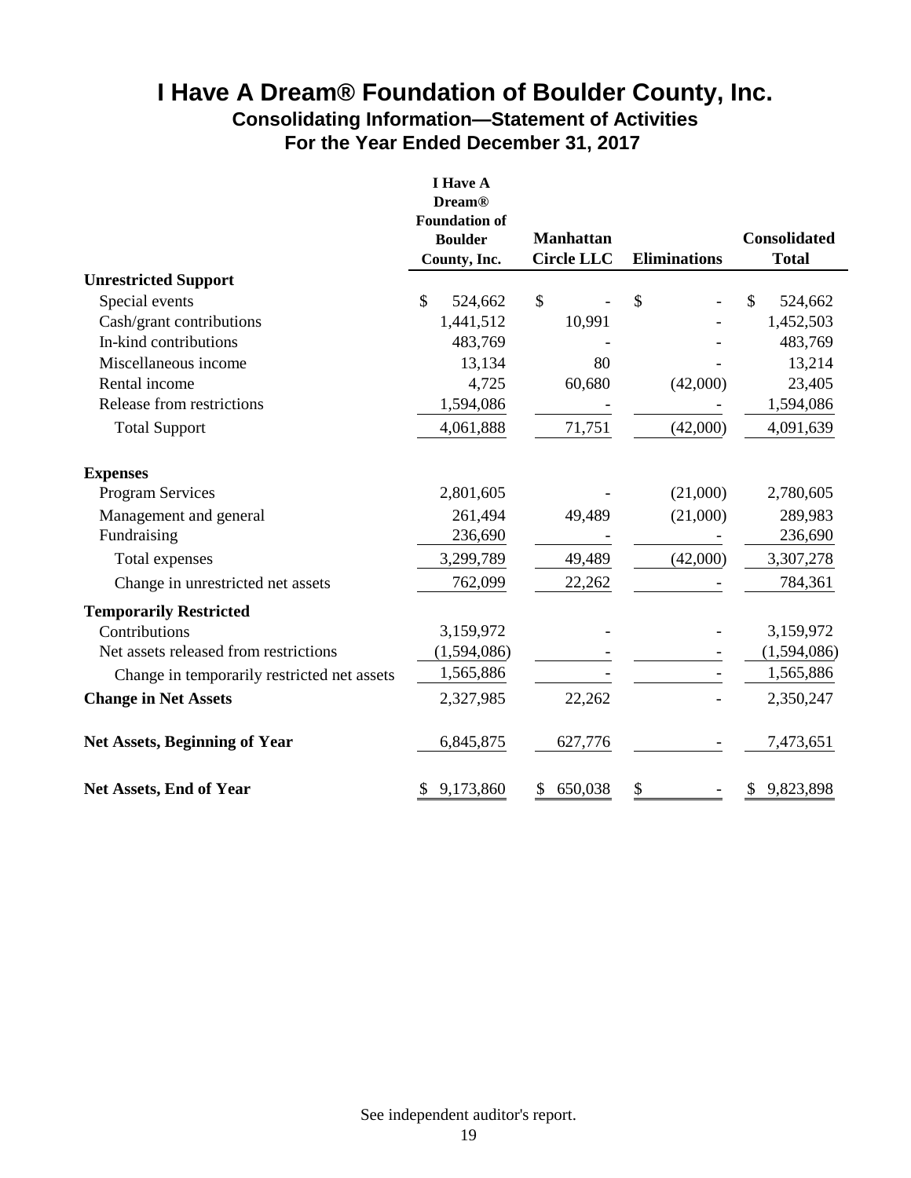# I Have A Dream® Foundation of Boulder County, Inc.

## Consolidating Information—Statement of Activities

## For the Year Ended December 31, 2017

| | I Have A Dream® Foundation of Boulder County, Inc. | Manhattan Circle LLC | Eliminations | Consolidated Total |
|---|---|---|---|---|
| **Unrestricted Support** | | | | |
| Special events | $ 524,662 | $ - | $ - | $ 524,662 |
| Cash/grant contributions | 1,441,512 | 10,991 | - | 1,452,503 |
| In-kind contributions | 483,769 | - | - | 483,769 |
| Miscellaneous income | 13,134 | 80 | - | 13,214 |
| Rental income | 4,725 | 60,680 | (42,000) | 23,405 |
| Release from restrictions | 1,594,086 | - | - | 1,594,086 |
| Total Support | 4,061,888 | 71,751 | (42,000) | 4,091,639 |
| **Expenses** | | | | |
| Program Services | 2,801,605 | - | (21,000) | 2,780,605 |
| Management and general | 261,494 | 49,489 | (21,000) | 289,983 |
| Fundraising | 236,690 | - | - | 236,690 |
| Total expenses | 3,299,789 | 49,489 | (42,000) | 3,307,278 |
| Change in unrestricted net assets | 762,099 | 22,262 | - | 784,361 |
| **Temporarily Restricted** | | | | |
| Contributions | 3,159,972 | - | - | 3,159,972 |
| Net assets released from restrictions | (1,594,086) | - | - | (1,594,086) |
| Change in temporarily restricted net assets | 1,565,886 | - | - | 1,565,886 |
| **Change in Net Assets** | 2,327,985 | 22,262 | - | 2,350,247 |
| **Net Assets, Beginning of Year** | 6,845,875 | 627,776 | - | 7,473,651 |
| **Net Assets, End of Year** | $ 9,173,860 | $ 650,038 | $ - | $ 9,823,898 |

See independent auditor's report.